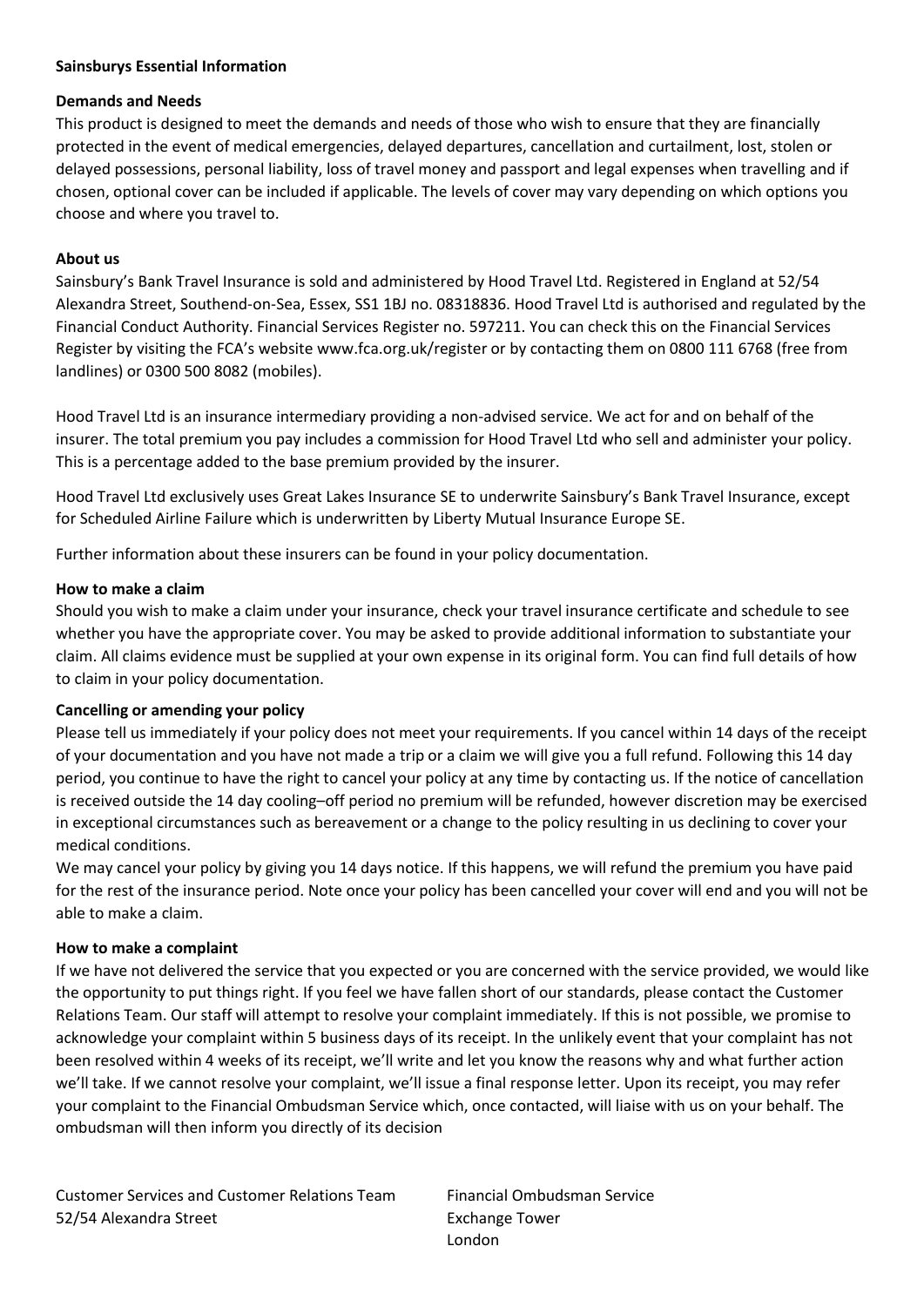**Sainsburys Essential Information**

**Demands and Needs**

This product is designed to meet the demands and needs of those who wish to ensure that they are financially protected in the event of medical emergencies, delayed departures, cancellation and curtailment, lost, stolen or delayed possessions, personal liability, loss of travel money and passport and legal expenses when travelling and if chosen, optional cover can be included if applicable. The levels of cover may vary depending on which options you choose and where you travel to.

**About us**

Sainsbury's Bank Travel Insurance is sold and administered by Hood Travel Ltd. Registered in England at 52/54 Alexandra Street, Southend-on-Sea, Essex, SS1 1BJ no. 08318836. Hood Travel Ltd is authorised and regulated by the Financial Conduct Authority. Financial Services Register no. 597211. You can check this on the Financial Services Register by visiting the FCA's website www.fca.org.uk/register or by contacting them on 0800 111 6768 (free from landlines) or 0300 500 8082 (mobiles).

Hood Travel Ltd is an insurance intermediary providing a non-advised service. We act for and on behalf of the insurer. The total premium you pay includes a commission for Hood Travel Ltd who sell and administer your policy. This is a percentage added to the base premium provided by the insurer.

Hood Travel Ltd exclusively uses Great Lakes Insurance SE to underwrite Sainsbury's Bank Travel Insurance, except for Scheduled Airline Failure which is underwritten by Liberty Mutual Insurance Europe SE.

Further information about these insurers can be found in your policy documentation.

**How to make a claim**

Should you wish to make a claim under your insurance, check your travel insurance certificate and schedule to see whether you have the appropriate cover. You may be asked to provide additional information to substantiate your claim. All claims evidence must be supplied at your own expense in its original form. You can find full details of how to claim in your policy documentation.

**Cancelling or amending your policy**

Please tell us immediately if your policy does not meet your requirements. If you cancel within 14 days of the receipt of your documentation and you have not made a trip or a claim we will give you a full refund. Following this 14 day period, you continue to have the right to cancel your policy at any time by contacting us. If the notice of cancellation is received outside the 14 day cooling–off period no premium will be refunded, however discretion may be exercised in exceptional circumstances such as bereavement or a change to the policy resulting in us declining to cover your medical conditions.

We may cancel your policy by giving you 14 days notice. If this happens, we will refund the premium you have paid for the rest of the insurance period. Note once your policy has been cancelled your cover will end and you will not be able to make a claim.

**How to make a complaint**

If we have not delivered the service that you expected or you are concerned with the service provided, we would like the opportunity to put things right. If you feel we have fallen short of our standards, please contact the Customer Relations Team. Our staff will attempt to resolve your complaint immediately. If this is not possible, we promise to acknowledge your complaint within 5 business days of its receipt. In the unlikely event that your complaint has not been resolved within 4 weeks of its receipt, we'll write and let you know the reasons why and what further action we'll take. If we cannot resolve your complaint, we'll issue a final response letter. Upon its receipt, you may refer your complaint to the Financial Ombudsman Service which, once contacted, will liaise with us on your behalf. The ombudsman will then inform you directly of its decision

Customer Services and Customer Relations Team
52/54 Alexandra Street

Financial Ombudsman Service
Exchange Tower
London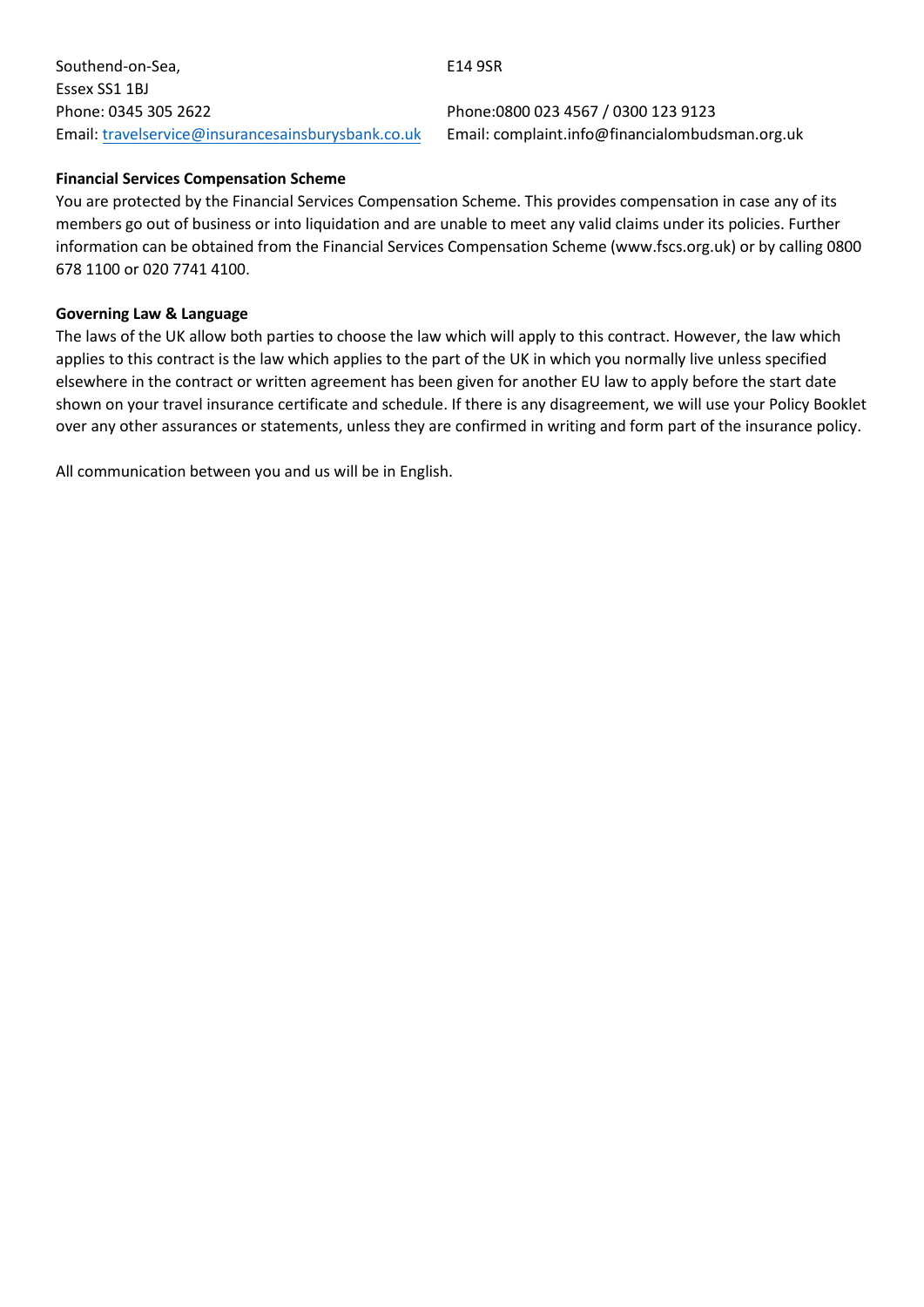| | |
|---|---|
| Southend-on-Sea, | E14 9SR |
| Essex SS1 1BJ | |
| Phone: 0345 305 2622 | Phone:0800 023 4567 / 0300 123 9123 |
| Email: travelservice@insurancesainsburysbank.co.uk | Email: complaint.info@financialombudsman.org.uk |

**Financial Services Compensation Scheme**

You are protected by the Financial Services Compensation Scheme. This provides compensation in case any of its members go out of business or into liquidation and are unable to meet any valid claims under its policies. Further information can be obtained from the Financial Services Compensation Scheme (www.fscs.org.uk) or by calling 0800 678 1100 or 020 7741 4100.

**Governing Law & Language**

The laws of the UK allow both parties to choose the law which will apply to this contract. However, the law which applies to this contract is the law which applies to the part of the UK in which you normally live unless specified elsewhere in the contract or written agreement has been given for another EU law to apply before the start date shown on your travel insurance certificate and schedule. If there is any disagreement, we will use your Policy Booklet over any other assurances or statements, unless they are confirmed in writing and form part of the insurance policy.

All communication between you and us will be in English.